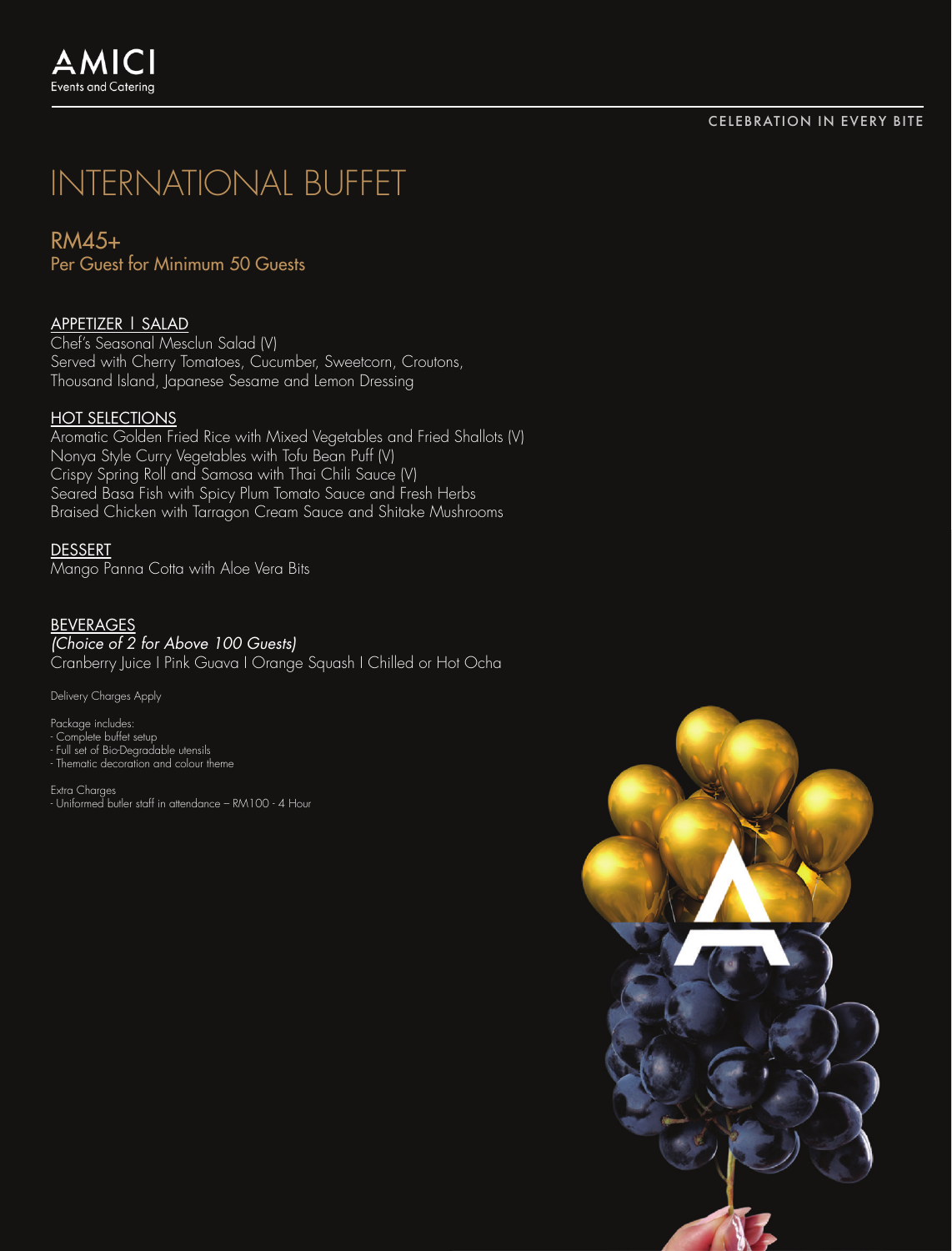AMICI
Events and Catering

CELEBRATION IN EVERY BITE

# INTERNATIONAL BUFFET

## RM45+
Per Guest for Minimum 50 Guests

### APPETIZER | SALAD
Chef's Seasonal Mesclun Salad (V)
Served with Cherry Tomatoes, Cucumber, Sweetcorn, Croutons, Thousand Island, Japanese Sesame and Lemon Dressing

### HOT SELECTIONS
Aromatic Golden Fried Rice with Mixed Vegetables and Fried Shallots (V)
Nonya Style Curry Vegetables with Tofu Bean Puff (V)
Crispy Spring Roll and Samosa with Thai Chili Sauce (V)
Seared Basa Fish with Spicy Plum Tomato Sauce and Fresh Herbs
Braised Chicken with Tarragon Cream Sauce and Shitake Mushrooms

### DESSERT
Mango Panna Cotta with Aloe Vera Bits

### BEVERAGES
*(Choice of 2 for Above 100 Guests)*
Cranberry Juice | Pink Guava | Orange Squash | Chilled or Hot Ocha

Delivery Charges Apply

Package includes:
- Complete buffet setup
- Full set of Bio-Degradable utensils
- Thematic decoration and colour theme

Extra Charges
- Uniformed butler staff in attendance – RM100 - 4 Hour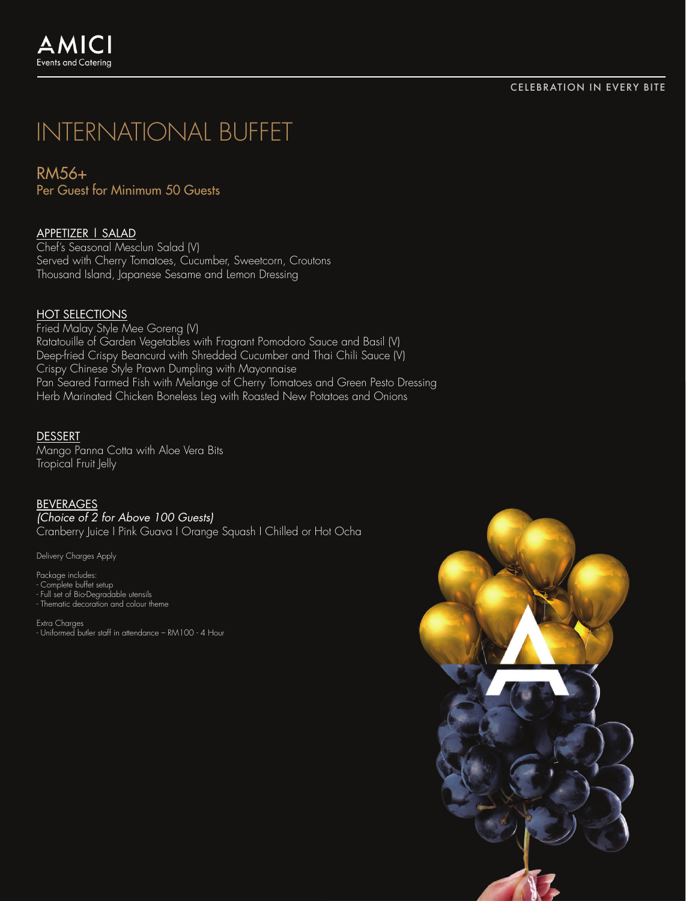AMICI
Events and Catering

CELEBRATION IN EVERY BITE

# INTERNATIONAL BUFFET

## RM56+
Per Guest for Minimum 50 Guests

### APPETIZER | SALAD
Chef's Seasonal Mesclun Salad (V)
Served with Cherry Tomatoes, Cucumber, Sweetcorn, Croutons
Thousand Island, Japanese Sesame and Lemon Dressing

### HOT SELECTIONS
Fried Malay Style Mee Goreng (V)
Ratatouille of Garden Vegetables with Fragrant Pomodoro Sauce and Basil (V)
Deep-fried Crispy Beancurd with Shredded Cucumber and Thai Chili Sauce (V)
Crispy Chinese Style Prawn Dumpling with Mayonnaise
Pan Seared Farmed Fish with Melange of Cherry Tomatoes and Green Pesto Dressing
Herb Marinated Chicken Boneless Leg with Roasted New Potatoes and Onions

### DESSERT
Mango Panna Cotta with Aloe Vera Bits
Tropical Fruit Jelly

### BEVERAGES
*(Choice of 2 for Above 100 Guests)*
Cranberry Juice | Pink Guava | Orange Squash | Chilled or Hot Ocha

Delivery Charges Apply

Package includes:
- Complete buffet setup
- Full set of Bio-Degradable utensils
- Thematic decoration and colour theme

Extra Charges
- Uniformed butler staff in attendance – RM100 - 4 Hour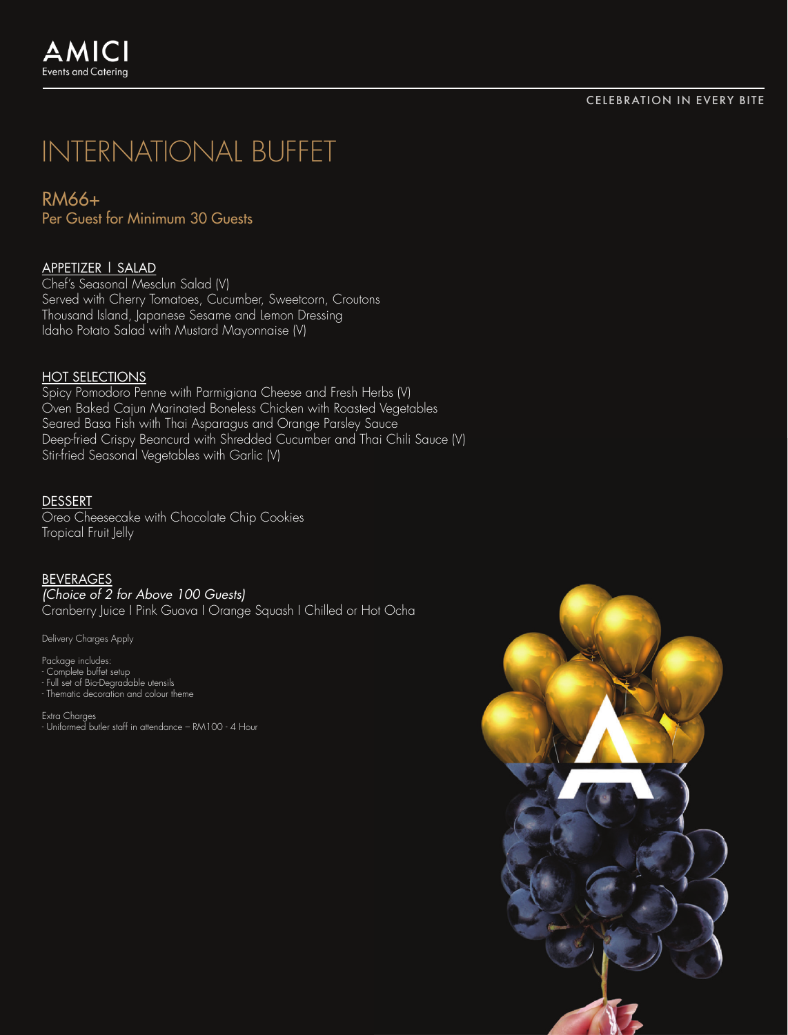AMICI
Events and Catering

CELEBRATION IN EVERY BITE

# INTERNATIONAL BUFFET

## RM66+
Per Guest for Minimum 30 Guests

### APPETIZER I SALAD

Chef's Seasonal Mesclun Salad (V)
Served with Cherry Tomatoes, Cucumber, Sweetcorn, Croutons
Thousand Island, Japanese Sesame and Lemon Dressing
Idaho Potato Salad with Mustard Mayonnaise (V)

### HOT SELECTIONS

Spicy Pomodoro Penne with Parmigiana Cheese and Fresh Herbs (V)
Oven Baked Cajun Marinated Boneless Chicken with Roasted Vegetables
Seared Basa Fish with Thai Asparagus and Orange Parsley Sauce
Deep-fried Crispy Beancurd with Shredded Cucumber and Thai Chili Sauce (V)
Stir-fried Seasonal Vegetables with Garlic (V)

### DESSERT

Oreo Cheesecake with Chocolate Chip Cookies
Tropical Fruit Jelly

### BEVERAGES

*(Choice of 2 for Above 100 Guests)*
Cranberry Juice I Pink Guava I Orange Squash I Chilled or Hot Ocha

Delivery Charges Apply

Package includes:
- Complete buffet setup
- Full set of Bio-Degradable utensils
- Thematic decoration and colour theme

Extra Charges
- Uniformed butler staff in attendance – RM100 - 4 Hour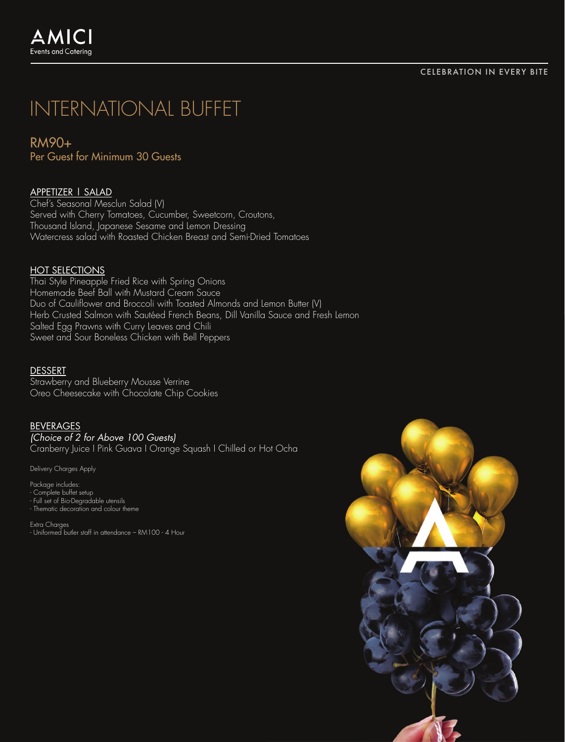AMICI
Events and Catering

CELEBRATION IN EVERY BITE

# INTERNATIONAL BUFFET

## RM90+
Per Guest for Minimum 30 Guests

### APPETIZER I SALAD

Chef's Seasonal Mesclun Salad (V)
Served with Cherry Tomatoes, Cucumber, Sweetcorn, Croutons,
Thousand Island, Japanese Sesame and Lemon Dressing
Watercress salad with Roasted Chicken Breast and Semi-Dried Tomatoes

### HOT SELECTIONS

Thai Style Pineapple Fried Rice with Spring Onions
Homemade Beef Ball with Mustard Cream Sauce
Duo of Cauliflower and Broccoli with Toasted Almonds and Lemon Butter (V)
Herb Crusted Salmon with Sautéed French Beans, Dill Vanilla Sauce and Fresh Lemon
Salted Egg Prawns with Curry Leaves and Chili
Sweet and Sour Boneless Chicken with Bell Peppers

### DESSERT

Strawberry and Blueberry Mousse Verrine
Oreo Cheesecake with Chocolate Chip Cookies

### BEVERAGES

*(Choice of 2 for Above 100 Guests)*
Cranberry Juice I Pink Guava I Orange Squash I Chilled or Hot Ocha

Delivery Charges Apply

Package includes:
- Complete buffet setup
- Full set of Bio-Degradable utensils
- Thematic decoration and colour theme

Extra Charges
- Uniformed butler staff in attendance – RM100 - 4 Hour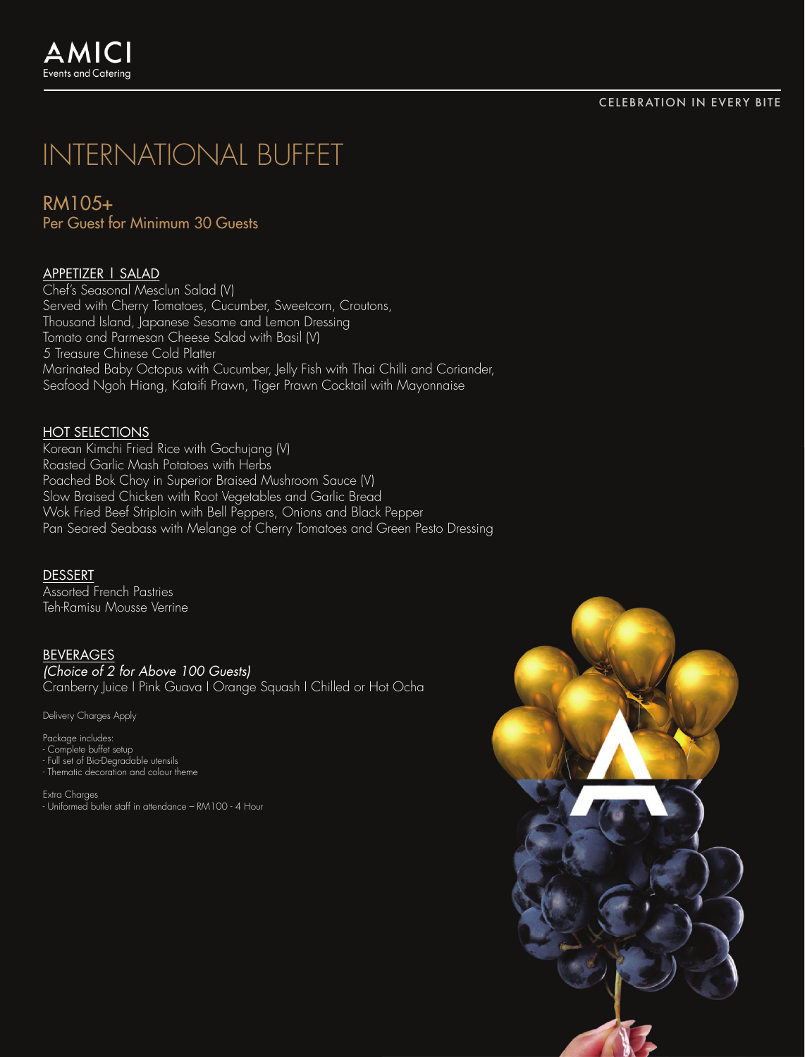AMICI
Events and Catering

CELEBRATION IN EVERY BITE

# INTERNATIONAL BUFFET

## RM105+
Per Guest for Minimum 30 Guests

### APPETIZER I SALAD
Chef's Seasonal Mesclun Salad (V)
Served with Cherry Tomatoes, Cucumber, Sweetcorn, Croutons,
Thousand Island, Japanese Sesame and Lemon Dressing
Tomato and Parmesan Cheese Salad with Basil (V)
5 Treasure Chinese Cold Platter
Marinated Baby Octopus with Cucumber, Jelly Fish with Thai Chilli and Coriander,
Seafood Ngoh Hiang, Kataifi Prawn, Tiger Prawn Cocktail with Mayonnaise

### HOT SELECTIONS
Korean Kimchi Fried Rice with Gochujang (V)
Roasted Garlic Mash Potatoes with Herbs
Poached Bok Choy in Superior Braised Mushroom Sauce (V)
Slow Braised Chicken with Root Vegetables and Garlic Bread
Wok Fried Beef Striploin with Bell Peppers, Onions and Black Pepper
Pan Seared Seabass with Melange of Cherry Tomatoes and Green Pesto Dressing

### DESSERT
Assorted French Pastries
Teh-Ramisu Mousse Verrine

### BEVERAGES
*(Choice of 2 for Above 100 Guests)*
Cranberry Juice I Pink Guava I Orange Squash I Chilled or Hot Ocha

Delivery Charges Apply

Package includes:
- Complete buffet setup
- Full set of Bio-Degradable utensils
- Thematic decoration and colour theme

Extra Charges
- Uniformed butler staff in attendance – RM100 - 4 Hour